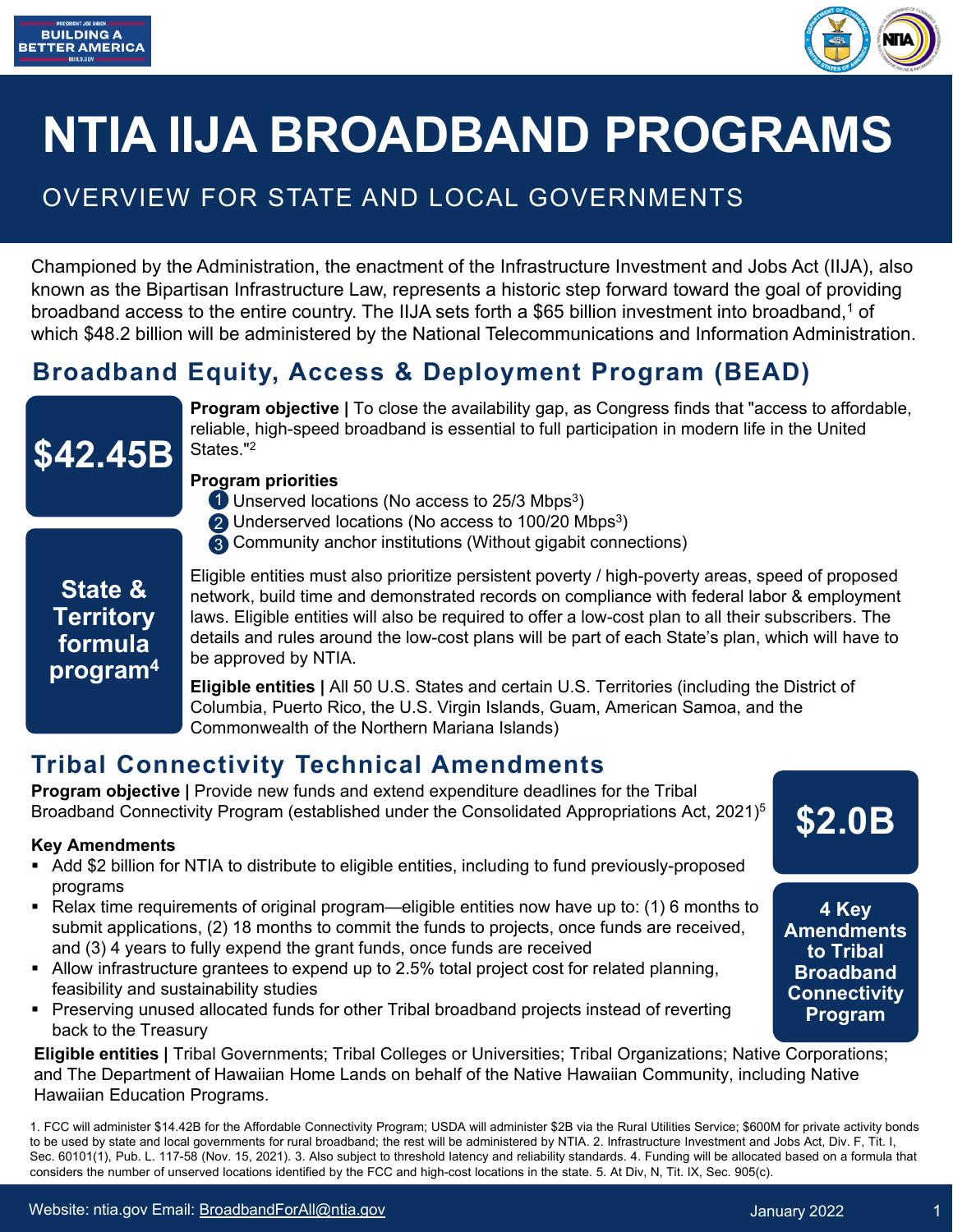# NTIA IIJA BROADBAND PROGRAMS

## OVERVIEW FOR STATE AND LOCAL GOVERNMENTS

Championed by the Administration, the enactment of the Infrastructure Investment and Jobs Act (IIJA), also known as the Bipartisan Infrastructure Law, represents a historic step forward toward the goal of providing broadband access to the entire country. The IIJA sets forth a $65 billion investment into broadband,[1] of which $48.2 billion will be administered by the National Telecommunications and Information Administration.

## Broadband Equity, Access & Deployment Program (BEAD)

**$42.45B**

**State & Territory formula program[4]**

**Program objective |** To close the availability gap, as Congress finds that "access to affordable, reliable, high-speed broadband is essential to full participation in modern life in the United States."[2]

**Program priorities**

1. Unserved locations (No access to 25/3 Mbps[3])
2. Underserved locations (No access to 100/20 Mbps[3])
3. Community anchor institutions (Without gigabit connections)

Eligible entities must also prioritize persistent poverty / high-poverty areas, speed of proposed network, build time and demonstrated records on compliance with federal labor & employment laws. Eligible entities will also be required to offer a low-cost plan to all their subscribers. The details and rules around the low-cost plans will be part of each State's plan, which will have to be approved by NTIA.

**Eligible entities |** All 50 U.S. States and certain U.S. Territories (including the District of Columbia, Puerto Rico, the U.S. Virgin Islands, Guam, American Samoa, and the Commonwealth of the Northern Mariana Islands)

## Tribal Connectivity Technical Amendments

**$2.0B**

**4 Key Amendments to Tribal Broadband Connectivity Program**

**Program objective |** Provide new funds and extend expenditure deadlines for the Tribal Broadband Connectivity Program (established under the Consolidated Appropriations Act, 2021)[5]

**Key Amendments**

- Add $2 billion for NTIA to distribute to eligible entities, including to fund previously-proposed programs
- Relax time requirements of original program—eligible entities now have up to: (1) 6 months to submit applications, (2) 18 months to commit the funds to projects, once funds are received, and (3) 4 years to fully expend the grant funds, once funds are received
- Allow infrastructure grantees to expend up to 2.5% total project cost for related planning, feasibility and sustainability studies
- Preserving unused allocated funds for other Tribal broadband projects instead of reverting back to the Treasury

**Eligible entities |** Tribal Governments; Tribal Colleges or Universities; Tribal Organizations; Native Corporations; and The Department of Hawaiian Home Lands on behalf of the Native Hawaiian Community, including Native Hawaiian Education Programs.

1. FCC will administer $14.42B for the Affordable Connectivity Program; USDA will administer $2B via the Rural Utilities Service; $600M for private activity bonds to be used by state and local governments for rural broadband; the rest will be administered by NTIA. 2. Infrastructure Investment and Jobs Act, Div. F, Tit. I, Sec. 60101(1), Pub. L. 117-58 (Nov. 15, 2021). 3. Also subject to threshold latency and reliability standards. 4. Funding will be allocated based on a formula that considers the number of unserved locations identified by the FCC and high-cost locations in the state. 5. At Div, N, Tit. IX, Sec. 905(c).

Website: ntia.gov Email: BroadbandForAll@ntia.gov

January 2022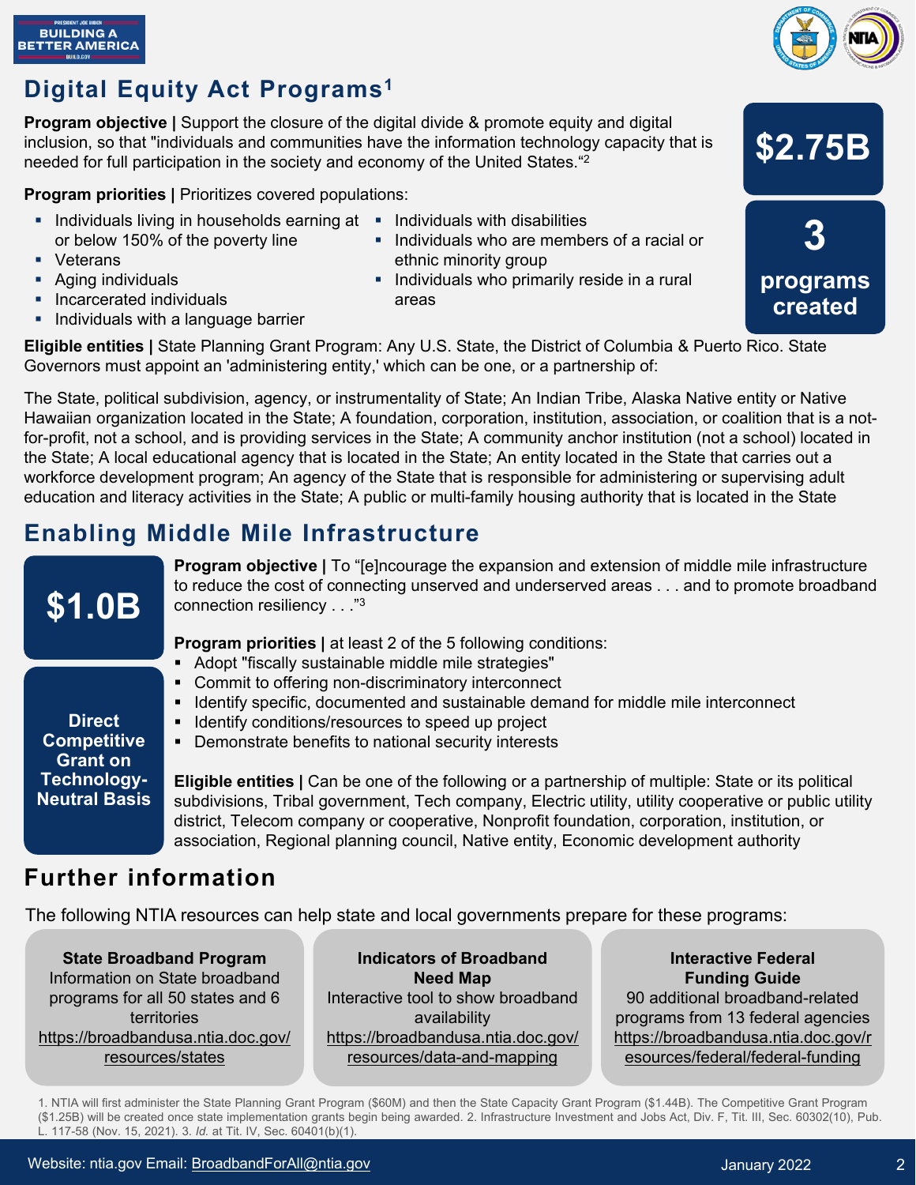# Digital Equity Act Programs[1]

**Program objective |** Support the closure of the digital divide & promote equity and digital inclusion, so that "individuals and communities have the information technology capacity that is needed for full participation in the society and economy of the United States."[2]

**$2.75B**

**3 programs created**

**Program priorities |** Prioritizes covered populations:

- Individuals living in households earning at or below 150% of the poverty line
- Veterans
- Aging individuals
- Incarcerated individuals
- Individuals with a language barrier
- Individuals with disabilities
- Individuals who are members of a racial or ethnic minority group
- Individuals who primarily reside in a rural areas

**Eligible entities |** State Planning Grant Program: Any U.S. State, the District of Columbia & Puerto Rico. State Governors must appoint an 'administering entity,' which can be one, or a partnership of:

The State, political subdivision, agency, or instrumentality of State; An Indian Tribe, Alaska Native entity or Native Hawaiian organization located in the State; A foundation, corporation, institution, association, or coalition that is a not-for-profit, not a school, and is providing services in the State; A community anchor institution (not a school) located in the State; A local educational agency that is located in the State; An entity located in the State that carries out a workforce development program; An agency of the State that is responsible for administering or supervising adult education and literacy activities in the State; A public or multi-family housing authority that is located in the State

# Enabling Middle Mile Infrastructure

**$1.0B**

**Direct Competitive Grant on Technology-Neutral Basis**

**Program objective |** To "[e]ncourage the expansion and extension of middle mile infrastructure to reduce the cost of connecting unserved and underserved areas . . . and to promote broadband connection resiliency . . ."[3]

**Program priorities |** at least 2 of the 5 following conditions:

- Adopt "fiscally sustainable middle mile strategies"
- Commit to offering non-discriminatory interconnect
- Identify specific, documented and sustainable demand for middle mile interconnect
- Identify conditions/resources to speed up project
- Demonstrate benefits to national security interests

**Eligible entities |** Can be one of the following or a partnership of multiple: State or its political subdivisions, Tribal government, Tech company, Electric utility, utility cooperative or public utility district, Telecom company or cooperative, Nonprofit foundation, corporation, institution, or association, Regional planning council, Native entity, Economic development authority

# Further information

The following NTIA resources can help state and local governments prepare for these programs:

**State Broadband Program**
Information on State broadband programs for all 50 states and 6 territories
https://broadbandusa.ntia.doc.gov/resources/states

**Indicators of Broadband Need Map**
Interactive tool to show broadband availability
https://broadbandusa.ntia.doc.gov/resources/data-and-mapping

**Interactive Federal Funding Guide**
90 additional broadband-related programs from 13 federal agencies
https://broadbandusa.ntia.doc.gov/resources/federal/federal-funding

1. NTIA will first administer the State Planning Grant Program ($60M) and then the State Capacity Grant Program ($1.44B). The Competitive Grant Program ($1.25B) will be created once state implementation grants begin being awarded. 2. Infrastructure Investment and Jobs Act, Div. F, Tit. III, Sec. 60302(10), Pub. L. 117-58 (Nov. 15, 2021). 3. *Id.* at Tit. IV, Sec. 60401(b)(1).

Website: ntia.gov Email: BroadbandForAll@ntia.gov

January 2022